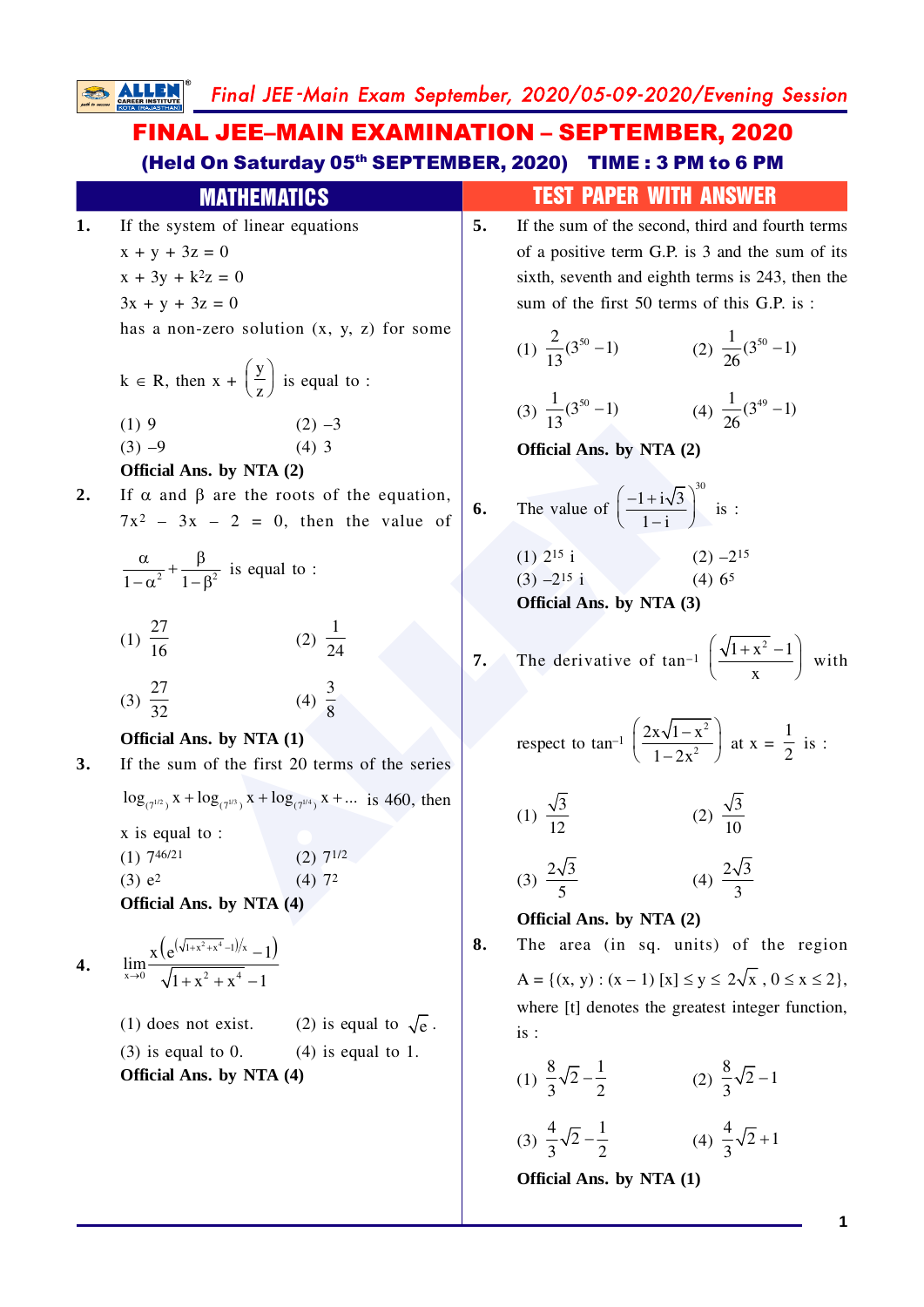# FINAL JEE–MAIN EXAMINATION – SEPTEMBER, 2020

**(Held On Saturday 05th SEPTEMBER, 2020) TIME : 3 PM to 6 PM**

## MATHEMATICS

## TEST PAPER WITH ANSWER

**1.** If the system of linear equations

$x + y + 3z = 0$

$x + 3y + k^2z = 0$

$3x + y + 3z = 0$

has a non-zero solution (x, y, z) for some $k \in R$, then $x + \left(\frac{y}{z}\right)$ is equal to :

(1) 9 (2) –3

(3) –9 (4) 3

**Official Ans. by NTA (2)**

**2.** If $\alpha$ and $\beta$ are the roots of the equation, $7x^2 - 3x - 2 = 0$, then the value of $\frac{\alpha}{1-\alpha^2} + \frac{\beta}{1-\beta^2}$ is equal to :

(1) $\frac{27}{16}$ (2) $\frac{1}{24}$

(3) $\frac{27}{32}$ (4) $\frac{3}{8}$

**Official Ans. by NTA (1)**

**3.** If the sum of the first 20 terms of the series $\log_{(7^{1/2})} x + \log_{(7^{1/3})} x + \log_{(7^{1/4})} x + ...$ is 460, then x is equal to :

(1) $7^{46/21}$ (2) $7^{1/2}$

(3) $e^2$ (4) $7^2$

**Official Ans. by NTA (4)**

**4.** $\lim\limits_{x \to 0} \frac{x\left(e^{\left(\sqrt{1+x^2+x^4}-1\right)/x} - 1\right)}{\sqrt{1+x^2+x^4}-1}$

(1) does not exist. (2) is equal to $\sqrt{e}$.

(3) is equal to 0. (4) is equal to 1.

**Official Ans. by NTA (4)**

**5.** If the sum of the second, third and fourth terms of a positive term G.P. is 3 and the sum of its sixth, seventh and eighth terms is 243, then the sum of the first 50 terms of this G.P. is :

(1) $\frac{2}{13}(3^{50}-1)$ (2) $\frac{1}{26}(3^{50}-1)$

(3) $\frac{1}{13}(3^{50}-1)$ (4) $\frac{1}{26}(3^{49}-1)$

**Official Ans. by NTA (2)**

**6.** The value of $\left(\frac{-1+i\sqrt{3}}{1-i}\right)^{30}$ is :

(1) $2^{15}$ i (2) $-2^{15}$

(3) $-2^{15}$ i (4) $6^5$

**Official Ans. by NTA (3)**

**7.** The derivative of $\tan^{-1}\left(\frac{\sqrt{1+x^2}-1}{x}\right)$ with respect to $\tan^{-1}\left(\frac{2x\sqrt{1-x^2}}{1-2x^2}\right)$ at $x = \frac{1}{2}$ is :

(1) $\frac{\sqrt{3}}{12}$ (2) $\frac{\sqrt{3}}{10}$

(3) $\frac{2\sqrt{3}}{5}$ (4) $\frac{2\sqrt{3}}{3}$

**Official Ans. by NTA (2)**

**8.** The area (in sq. units) of the region $A = \{(x, y) : (x - 1)[x] \le y \le 2\sqrt{x}, 0 \le x \le 2\}$, where [t] denotes the greatest integer function, is :

(1) $\frac{8}{3}\sqrt{2} - \frac{1}{2}$ (2) $\frac{8}{3}\sqrt{2} - 1$

(3) $\frac{4}{3}\sqrt{2} - \frac{1}{2}$ (4) $\frac{4}{3}\sqrt{2} + 1$

**Official Ans. by NTA (1)**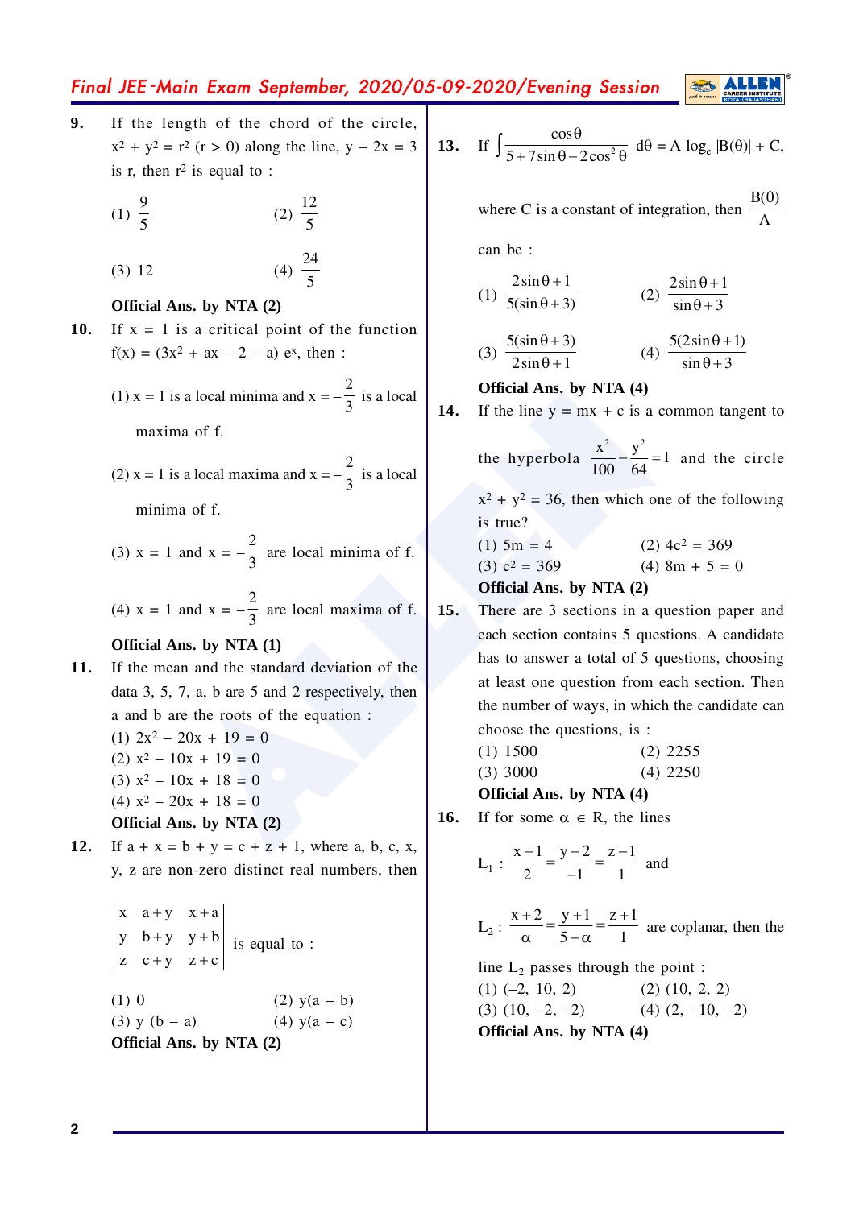**9.** If the length of the chord of the circle, $x^2 + y^2 = r^2$ $(r > 0)$ along the line, $y - 2x = 3$ is r, then $r^2$ is equal to :

(1) $\frac{9}{5}$ (2) $\frac{12}{5}$

(3) 12 (4) $\frac{24}{5}$

**Official Ans. by NTA (2)**

**10.** If $x = 1$ is a critical point of the function $f(x) = (3x^2 + ax - 2 - a)\, e^x$, then :

(1) $x = 1$ is a local minima and $x = -\frac{2}{3}$ is a local maxima of f.

(2) $x = 1$ is a local maxima and $x = -\frac{2}{3}$ is a local minima of f.

(3) $x = 1$ and $x = -\frac{2}{3}$ are local minima of f.

(4) $x = 1$ and $x = -\frac{2}{3}$ are local maxima of f.

**Official Ans. by NTA (1)**

**11.** If the mean and the standard deviation of the data 3, 5, 7, a, b are 5 and 2 respectively, then a and b are the roots of the equation :

(1) $2x^2 - 20x + 19 = 0$

(2) $x^2 - 10x + 19 = 0$

(3) $x^2 - 10x + 18 = 0$

(4) $x^2 - 20x + 18 = 0$

**Official Ans. by NTA (2)**

**12.** If $a + x = b + y = c + z + 1$, where a, b, c, x, y, z are non-zero distinct real numbers, then

$$\begin{vmatrix} x & a+y & x+a \\ y & b+y & y+b \\ z & c+y & z+c \end{vmatrix}$$ is equal to :

(1) 0 (2) $y(a - b)$

(3) $y(b - a)$ (4) $y(a - c)$

**Official Ans. by NTA (2)**

**13.** If $\int \frac{\cos\theta}{5 + 7\sin\theta - 2\cos^2\theta}\, d\theta = A \log_e |B(\theta)| + C$,

where C is a constant of integration, then $\frac{B(\theta)}{A}$ can be :

(1) $\frac{2\sin\theta + 1}{5(\sin\theta + 3)}$ (2) $\frac{2\sin\theta + 1}{\sin\theta + 3}$

(3) $\frac{5(\sin\theta + 3)}{2\sin\theta + 1}$ (4) $\frac{5(2\sin\theta + 1)}{\sin\theta + 3}$

**Official Ans. by NTA (4)**

**14.** If the line $y = mx + c$ is a common tangent to the hyperbola $\frac{x^2}{100} - \frac{y^2}{64} = 1$ and the circle $x^2 + y^2 = 36$, then which one of the following is true?

(1) $5m = 4$ (2) $4c^2 = 369$

(3) $c^2 = 369$ (4) $8m + 5 = 0$

**Official Ans. by NTA (2)**

**15.** There are 3 sections in a question paper and each section contains 5 questions. A candidate has to answer a total of 5 questions, choosing at least one question from each section. Then the number of ways, in which the candidate can choose the questions, is :

(1) 1500 (2) 2255

(3) 3000 (4) 2250

**Official Ans. by NTA (4)**

**16.** If for some $\alpha \in R$, the lines

$L_1 : \frac{x+1}{2} = \frac{y-2}{-1} = \frac{z-1}{1}$ and

$L_2 : \frac{x+2}{\alpha} = \frac{y+1}{5-\alpha} = \frac{z+1}{1}$ are coplanar, then the line $L_2$ passes through the point :

(1) $(-2, 10, 2)$ (2) $(10, 2, 2)$

(3) $(10, -2, -2)$ (4) $(2, -10, -2)$

**Official Ans. by NTA (4)**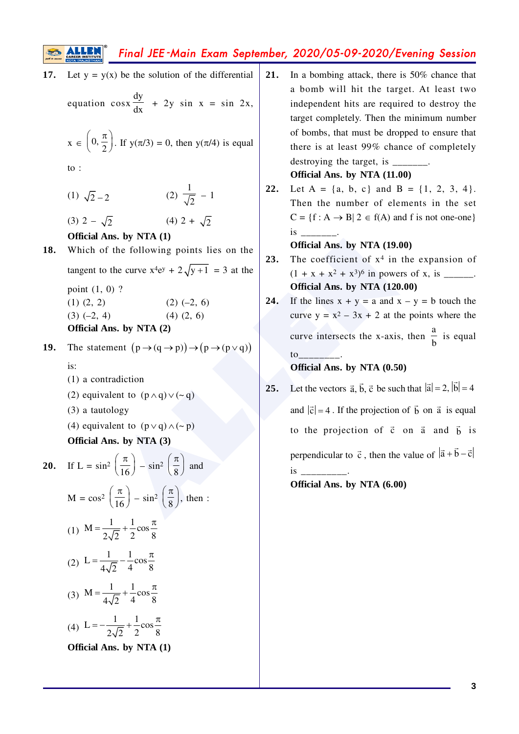**17.** Let $y = y(x)$ be the solution of the differential equation $\cos x \frac{dy}{dx} + 2y \sin x = \sin 2x$, $x \in \left(0, \frac{\pi}{2}\right)$. If $y(\pi/3) = 0$, then $y(\pi/4)$ is equal to :

(1) $\sqrt{2} - 2$ (2) $\frac{1}{\sqrt{2}} - 1$

(3) $2 - \sqrt{2}$ (4) $2 + \sqrt{2}$

**Official Ans. by NTA (1)**

**18.** Which of the following points lies on the tangent to the curve $x^4e^y + 2\sqrt{y+1} = 3$ at the point (1, 0) ?

(1) (2, 2) (2) (–2, 6)

(3) (–2, 4) (4) (2, 6)

**Official Ans. by NTA (2)**

**19.** The statement $(p \to (q \to p)) \to (p \to (p \vee q))$ is:

(1) a contradiction

(2) equivalent to $(p \wedge q) \vee (\sim q)$

(3) a tautology

(4) equivalent to $(p \vee q) \wedge (\sim p)$

**Official Ans. by NTA (3)**

**20.** If $L = \sin^2\left(\frac{\pi}{16}\right) - \sin^2\left(\frac{\pi}{8}\right)$ and $M = \cos^2\left(\frac{\pi}{16}\right) - \sin^2\left(\frac{\pi}{8}\right)$, then :

(1) $M = \frac{1}{2\sqrt{2}} + \frac{1}{2}\cos\frac{\pi}{8}$

(2) $L = \frac{1}{4\sqrt{2}} - \frac{1}{4}\cos\frac{\pi}{8}$

(3) $M = \frac{1}{4\sqrt{2}} + \frac{1}{4}\cos\frac{\pi}{8}$

(4) $L = -\frac{1}{2\sqrt{2}} + \frac{1}{2}\cos\frac{\pi}{8}$

**Official Ans. by NTA (1)**

**21.** In a bombing attack, there is 50% chance that a bomb will hit the target. At least two independent hits are required to destroy the target completely. Then the minimum number of bombs, that must be dropped to ensure that there is at least 99% chance of completely destroying the target, is _______.

**Official Ans. by NTA (11.00)**

**22.** Let $A = \{a, b, c\}$ and $B = \{1, 2, 3, 4\}$. Then the number of elements in the set $C = \{f : A \to B \mid 2 \in f(A) \text{ and } f \text{ is not one-one}\}$ is _______.

**Official Ans. by NTA (19.00)**

**23.** The coefficient of $x^4$ in the expansion of $(1 + x + x^2 + x^3)^6$ in powers of x, is ______.

**Official Ans. by NTA (120.00)**

**24.** If the lines $x + y = a$ and $x - y = b$ touch the curve $y = x^2 - 3x + 2$ at the points where the curve intersects the x-axis, then $\frac{a}{b}$ is equal to________.

**Official Ans. by NTA (0.50)**

**25.** Let the vectors $\vec{a}, \vec{b}, \vec{c}$ be such that $|\vec{a}| = 2, |\vec{b}| = 4$ and $|\vec{c}| = 4$. If the projection of $\vec{b}$ on $\vec{a}$ is equal to the projection of $\vec{c}$ on $\vec{a}$ and $\vec{b}$ is perpendicular to $\vec{c}$, then the value of $|\vec{a} + \vec{b} - \vec{c}|$ is _________.

**Official Ans. by NTA (6.00)**